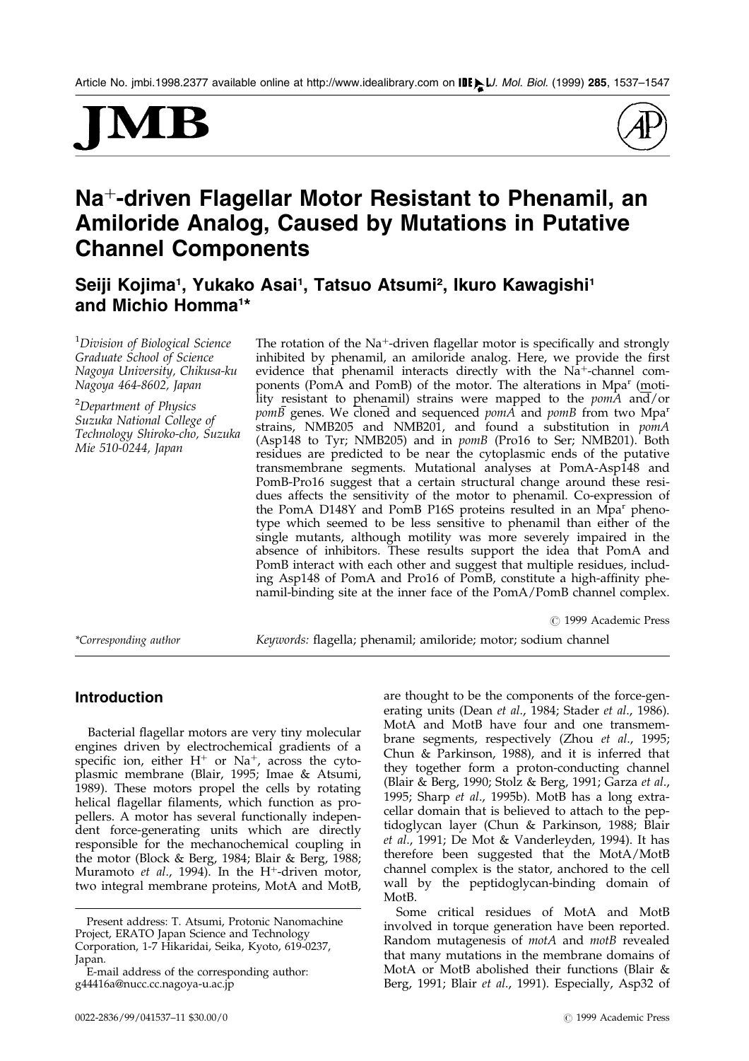# $Na^+$-driven Flagellar Motor Resistant to Phenamil, an Amiloride Analog, Caused by Mutations in Putative Channel Components

**Seiji Kojima[1], Yukako Asai[1], Tatsuo Atsumi[2], Ikuro Kawagishi[1] and Michio Homma[1]***

[1]*Division of Biological Science Graduate School of Science Nagoya University, Chikusa-ku Nagoya 464-8602, Japan*

[2]*Department of Physics Suzuka National College of Technology Shiroko-cho, Suzuka Mie 510-0244, Japan*

The rotation of the $Na^+$-driven flagellar motor is specifically and strongly inhibited by phenamil, an amiloride analog. Here, we provide the first evidence that phenamil interacts directly with the $Na^+$-channel components (PomA and PomB) of the motor. The alterations in Mpa$^r$ (motility resistant to phenamil) strains were mapped to the *pomA* and/or *pomB* genes. We cloned and sequenced *pomA* and *pomB* from two Mpa$^r$ strains, NMB205 and NMB201, and found a substitution in *pomA* (Asp148 to Tyr; NMB205) and in *pomB* (Pro16 to Ser; NMB201). Both residues are predicted to be near the cytoplasmic ends of the putative transmembrane segments. Mutational analyses at PomA-Asp148 and PomB-Pro16 suggest that a certain structural change around these residues affects the sensitivity of the motor to phenamil. Co-expression of the PomA D148Y and PomB P16S proteins resulted in an Mpa$^r$ phenotype which seemed to be less sensitive to phenamil than either of the single mutants, although motility was more severely impaired in the absence of inhibitors. These results support the idea that PomA and PomB interact with each other and suggest that multiple residues, including Asp148 of PomA and Pro16 of PomB, constitute a high-affinity phenamil-binding site at the inner face of the PomA/PomB channel complex.

© 1999 Academic Press

*Corresponding author

*Keywords:* flagella; phenamil; amiloride; motor; sodium channel

## Introduction

Bacterial flagellar motors are very tiny molecular engines driven by electrochemical gradients of a specific ion, either $H^+$ or $Na^+$, across the cytoplasmic membrane (Blair, 1995; Imae & Atsumi, 1989). These motors propel the cells by rotating helical flagellar filaments, which function as propellers. A motor has several functionally independent force-generating units which are directly responsible for the mechanochemical coupling in the motor (Block & Berg, 1984; Blair & Berg, 1988; Muramoto *et al.*, 1994). In the $H^+$-driven motor, two integral membrane proteins, MotA and MotB, are thought to be the components of the force-generating units (Dean *et al.*, 1984; Stader *et al.*, 1986). MotA and MotB have four and one transmembrane segments, respectively (Zhou *et al.*, 1995; Chun & Parkinson, 1988), and it is inferred that they together form a proton-conducting channel (Blair & Berg, 1990; Stolz & Berg, 1991; Garza *et al.*, 1995; Sharp *et al.*, 1995b). MotB has a long extracellular domain that is believed to attach to the peptidoglycan layer (Chun & Parkinson, 1988; Blair *et al.*, 1991; De Mot & Vanderleyden, 1994). It has therefore been suggested that the MotA/MotB channel complex is the stator, anchored to the cell wall by the peptidoglycan-binding domain of MotB.

Some critical residues of MotA and MotB involved in torque generation have been reported. Random mutagenesis of *motA* and *motB* revealed that many mutations in the membrane domains of MotA or MotB abolished their functions (Blair & Berg, 1991; Blair *et al.*, 1991). Especially, Asp32 of

Present address: T. Atsumi, Protonic Nanomachine Project, ERATO Japan Science and Technology Corporation, 1-7 Hikaridai, Seika, Kyoto, 619-0237, Japan.

E-mail address of the corresponding author: g44416a@nucc.cc.nagoya-u.ac.jp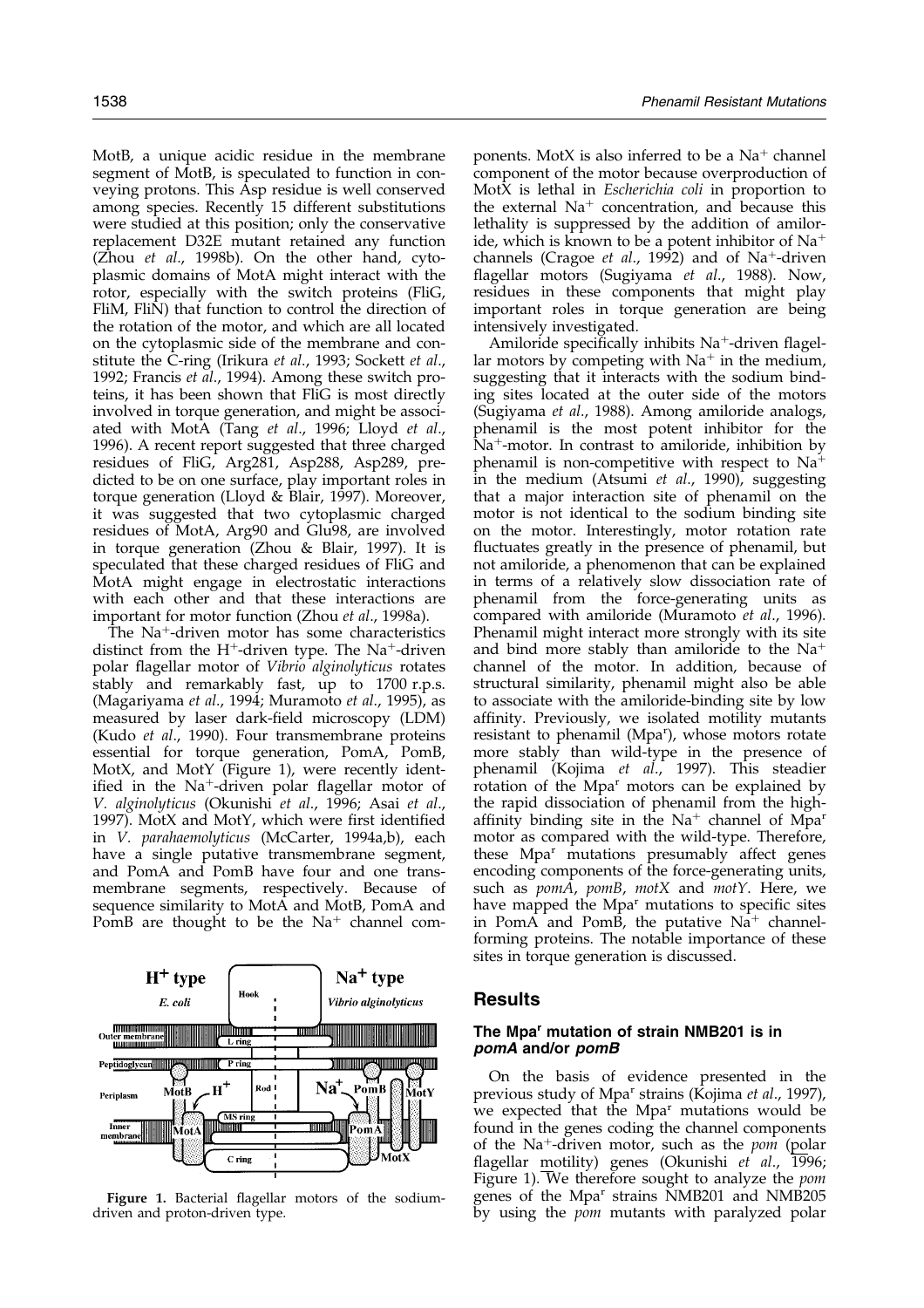MotB, a unique acidic residue in the membrane segment of MotB, is speculated to function in conveying protons. This Asp residue is well conserved among species. Recently 15 different substitutions were studied at this position; only the conservative replacement D32E mutant retained any function (Zhou *et al*., 1998b). On the other hand, cytoplasmic domains of MotA might interact with the rotor, especially with the switch proteins (FliG, FliM, FliN) that function to control the direction of the rotation of the motor, and which are all located on the cytoplasmic side of the membrane and constitute the C-ring (Irikura *et al*., 1993; Sockett *et al*., 1992; Francis *et al*., 1994). Among these switch proteins, it has been shown that FliG is most directly involved in torque generation, and might be associated with MotA (Tang *et al*., 1996; Lloyd *et al*., 1996). A recent report suggested that three charged residues of FliG, Arg281, Asp288, Asp289, predicted to be on one surface, play important roles in torque generation (Lloyd & Blair, 1997). Moreover, it was suggested that two cytoplasmic charged residues of MotA, Arg90 and Glu98, are involved in torque generation (Zhou & Blair, 1997). It is speculated that these charged residues of FliG and MotA might engage in electrostatic interactions with each other and that these interactions are important for motor function (Zhou *et al*., 1998a).

The $Na^+$-driven motor has some characteristics distinct from the $H^+$-driven type. The $Na^+$-driven polar flagellar motor of *Vibrio alginolyticus* rotates stably and remarkably fast, up to 1700 r.p.s. (Magariyama *et al*., 1994; Muramoto *et al*., 1995), as measured by laser dark-field microscopy (LDM) (Kudo *et al*., 1990). Four transmembrane proteins essential for torque generation, PomA, PomB, MotX, and MotY (Figure 1), were recently identified in the $Na^+$-driven polar flagellar motor of *V. alginolyticus* (Okunishi *et al*., 1996; Asai *et al*., 1997). MotX and MotY, which were first identified in *V. parahaemolyticus* (McCarter, 1994a,b), each have a single putative transmembrane segment, and PomA and PomB have four and one transmembrane segments, respectively. Because of sequence similarity to MotA and MotB, PomA and PomB are thought to be the $Na^+$ channel components. MotX is also inferred to be a $Na^+$ channel component of the motor because overproduction of MotX is lethal in *Escherichia coli* in proportion to the external $Na^+$ concentration, and because this lethality is suppressed by the addition of amiloride, which is known to be a potent inhibitor of $Na^+$ channels (Cragoe *et al*., 1992) and of $Na^+$-driven flagellar motors (Sugiyama *et al*., 1988). Now, residues in these components that might play important roles in torque generation are being intensively investigated.

Figure 1. Bacterial flagellar motors of the sodium-driven and proton-driven type.

Amiloride specifically inhibits $Na^+$-driven flagellar motors by competing with $Na^+$ in the medium, suggesting that it interacts with the sodium binding sites located at the outer side of the motors (Sugiyama *et al*., 1988). Among amiloride analogs, phenamil is the most potent inhibitor for the $Na^+$-motor. In contrast to amiloride, inhibition by phenamil is non-competitive with respect to $Na^+$ in the medium (Atsumi *et al*., 1990), suggesting that a major interaction site of phenamil on the motor is not identical to the sodium binding site on the motor. Interestingly, motor rotation rate fluctuates greatly in the presence of phenamil, but not amiloride, a phenomenon that can be explained in terms of a relatively slow dissociation rate of phenamil from the force-generating units as compared with amiloride (Muramoto *et al*., 1996). Phenamil might interact more strongly with its site and bind more stably than amiloride to the $Na^+$ channel of the motor. In addition, because of structural similarity, phenamil might also be able to associate with the amiloride-binding site by low affinity. Previously, we isolated motility mutants resistant to phenamil (Mpa$^r$), whose motors rotate more stably than wild-type in the presence of phenamil (Kojima *et al*., 1997). This steadier rotation of the Mpa$^r$ motors can be explained by the rapid dissociation of phenamil from the high-affinity binding site in the $Na^+$ channel of Mpa$^r$ motor as compared with the wild-type. Therefore, these Mpa$^r$ mutations presumably affect genes encoding components of the force-generating units, such as *pomA*, *pomB*, *motX* and *motY*. Here, we have mapped the Mpa$^r$ mutations to specific sites in PomA and PomB, the putative $Na^+$ channel-forming proteins. The notable importance of these sites in torque generation is discussed.

## Results

### The Mpa$^r$ mutation of strain NMB201 is in *pomA* and/or *pomB*

On the basis of evidence presented in the previous study of Mpa$^r$ strains (Kojima *et al*., 1997), we expected that the Mpa$^r$ mutations would be found in the genes coding the channel components of the $Na^+$-driven motor, such as the *pom* (polar flagellar motility) genes (Okunishi *et al*., 1996; Figure 1). We therefore sought to analyze the *pom* genes of the Mpa$^r$ strains NMB201 and NMB205 by using the *pom* mutants with paralyzed polar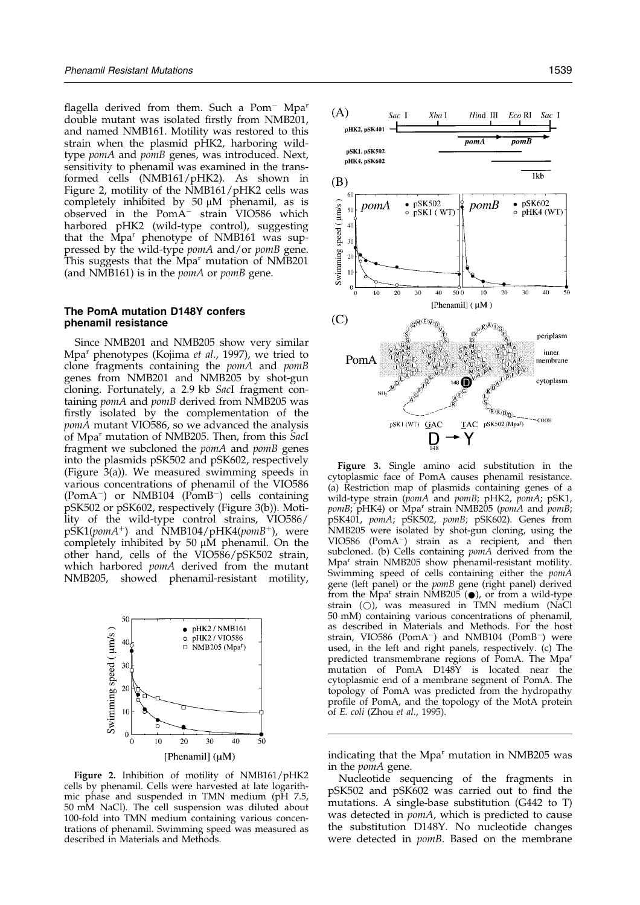flagella derived from them. Such a Pom⁻ Mpa$^r$ double mutant was isolated firstly from NMB201, and named NMB161. Motility was restored to this strain when the plasmid pHK2, harboring wild-type *pomA* and *pomB* genes, was introduced. Next, sensitivity to phenamil was examined in the transformed cells (NMB161/pHK2). As shown in Figure 2, motility of the NMB161/pHK2 cells was completely inhibited by 50 μM phenamil, as is observed in the PomA$^-$ strain VIO586 which harbored pHK2 (wild-type control), suggesting that the Mpa$^r$ phenotype of NMB161 was suppressed by the wild-type *pomA* and/or *pomB* gene. This suggests that the Mpa$^r$ mutation of NMB201 (and NMB161) is in the *pomA* or *pomB* gene.

### The PomA mutation D148Y confers phenamil resistance

Since NMB201 and NMB205 show very similar Mpa$^r$ phenotypes (Kojima *et al.*, 1997), we tried to clone fragments containing the *pomA* and *pomB* genes from NMB201 and NMB205 by shot-gun cloning. Fortunately, a 2.9 kb *Sac*I fragment containing *pomA* and *pomB* derived from NMB205 was firstly isolated by the complementation of the *pomA* mutant VIO586, so we advanced the analysis of Mpa$^r$ mutation of NMB205. Then, from this *Sac*I fragment we subcloned the *pomA* and *pomB* genes into the plasmids pSK502 and pSK602, respectively (Figure 3(a)). We measured swimming speeds in various concentrations of phenamil of the VIO586 (PomA$^-$) or NMB104 (PomB$^-$) cells containing pSK502 or pSK602, respectively (Figure 3(b)). Motility of the wild-type control strains, VIO586/pSK1(*pomA*$^+$) and NMB104/pHK4(*pomB*$^+$), were completely inhibited by 50 μM phenamil. On the other hand, cells of the VIO586/pSK502 strain, which harbored *pomA* derived from the mutant NMB205, showed phenamil-resistant motility, indicating that the Mpa$^r$ mutation in NMB205 was in the *pomA* gene.

Swimming speed (μm/s)
[Phenamil] (μM)
● pHK2 / NMB161
○ pHK2 / VIO586
□ NMB205 (Mpa$^r$)

**Figure 2.** Inhibition of motility of NMB161/pHK2 cells by phenamil. Cells were harvested at late logarithmic phase and suspended in TMN medium (pH 7.5, 50 mM NaCl). The cell suspension was diluted about 100-fold into TMN medium containing various concentrations of phenamil. Swimming speed was measured as described in Materials and Methods.

(A)
Sac I, Xba I, Hind III, Eco RI, Sac I
pHK2, pSK401
pomA, pomB
pSK1, pSK502
pHK4, pSK602
1kb

(B)
pomA ● pSK502 ○ pSK1 (WT)
pomB ● pSK602 ○ pHK4 (WT)
Swimming speed (μm/s)
[Phenamil] (μM)

(C)
PomA
periplasm
inner membrane
cytoplasm
NH₂
COOH
148
pSK1 (WT) GAC TAC pSK502 (Mpa$^r$)
D → Y
148

**Figure 3.** Single amino acid substitution in the cytoplasmic face of PomA causes phenamil resistance. (a) Restriction map of plasmids containing genes of a wild-type strain (*pomA* and *pomB*; pHK2, *pomA*; pSK1, *pomB*; pHK4) or Mpa$^r$ strain NMB205 (*pomA* and *pomB*; pSK401, *pomA*; pSK502, *pomB*; pSK602). Genes from NMB205 were isolated by shot-gun cloning, using the VIO586 (PomA$^-$) strain as a recipient, and then subcloned. (b) Cells containing *pomA* derived from the Mpa$^r$ strain NMB205 show phenamil-resistant motility. Swimming speed of cells containing either the *pomA* gene (left panel) or the *pomB* gene (right panel) derived from the Mpa$^r$ strain NMB205 (●), or from a wild-type strain (○), was measured in TMN medium (NaCl 50 mM) containing various concentrations of phenamil, as described in Materials and Methods. For the host strain, VIO586 (PomA$^-$) and NMB104 (PomB$^-$) were used, in the left and right panels, respectively. (c) The predicted transmembrane regions of PomA. The Mpa$^r$ mutation of PomA D148Y is located near the cytoplasmic end of a membrane segment of PomA. The topology of PomA was predicted from the hydropathy profile of PomA, and the topology of the MotA protein of *E. coli* (Zhou *et al.*, 1995).

Nucleotide sequencing of the fragments in pSK502 and pSK602 was carried out to find the mutations. A single-base substitution (G442 to T) was detected in *pomA*, which is predicted to cause the substitution D148Y. No nucleotide changes were detected in *pomB*. Based on the membrane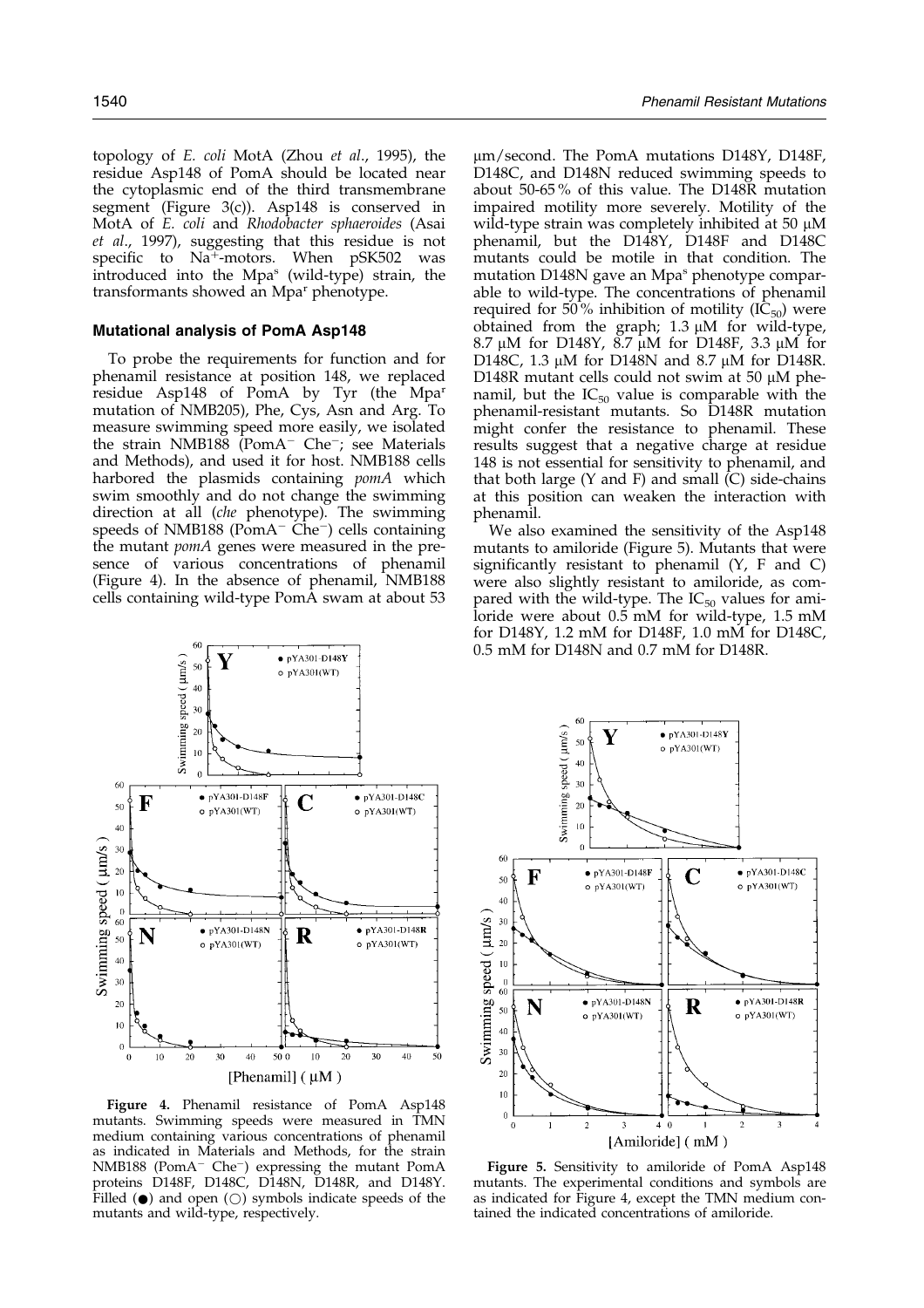topology of *E. coli* MotA (Zhou *et al*., 1995), the residue Asp148 of PomA should be located near the cytoplasmic end of the third transmembrane segment (Figure 3(c)). Asp148 is conserved in MotA of *E. coli* and *Rhodobacter sphaeroides* (Asai *et al*., 1997), suggesting that this residue is not specific to $Na^+$-motors. When pSK502 was introduced into the Mpa$^s$ (wild-type) strain, the transformants showed an Mpa$^r$ phenotype.

### Mutational analysis of PomA Asp148

To probe the requirements for function and for phenamil resistance at position 148, we replaced residue Asp148 of PomA by Tyr (the Mpa$^r$ mutation of NMB205), Phe, Cys, Asn and Arg. To measure swimming speed more easily, we isolated the strain NMB188 (PomA$^-$ Che$^-$; see Materials and Methods), and used it for host. NMB188 cells harbored the plasmids containing *pomA* which swim smoothly and do not change the swimming direction at all (*che* phenotype). The swimming speeds of NMB188 (PomA$^-$ Che$^-$) cells containing the mutant *pomA* genes were measured in the presence of various concentrations of phenamil (Figure 4). In the absence of phenamil, NMB188 cells containing wild-type PomA swam at about 53 μm/second. The PomA mutations D148Y, D148F, D148C, and D148N reduced swimming speeds to about 50-65% of this value. The D148R mutation impaired motility more severely. Motility of the wild-type strain was completely inhibited at 50 μM phenamil, but the D148Y, D148F and D148C mutants could be motile in that condition. The mutation D148N gave an Mpa$^s$ phenotype comparable to wild-type. The concentrations of phenamil required for 50% inhibition of motility ($IC_{50}$) were obtained from the graph; 1.3 μM for wild-type, 8.7 μM for D148Y, 8.7 μM for D148F, 3.3 μM for D148C, 1.3 μM for D148N and 8.7 μM for D148R. D148R mutant cells could not swim at 50 μM phenamil, but the $IC_{50}$ value is comparable with the phenamil-resistant mutants. So D148R mutation might confer the resistance to phenamil. These results suggest that a negative charge at residue 148 is not essential for sensitivity to phenamil, and that both large (Y and F) and small (C) side-chains at this position can weaken the interaction with phenamil.

We also examined the sensitivity of the Asp148 mutants to amiloride (Figure 5). Mutants that were significantly resistant to phenamil (Y, F and C) were also slightly resistant to amiloride, as compared with the wild-type. The $IC_{50}$ values for amiloride were about 0.5 mM for wild-type, 1.5 mM for D148Y, 1.2 mM for D148F, 1.0 mM for D148C, 0.5 mM for D148N and 0.7 mM for D148R.

Y
● pYA301-D148Y
○ pYA301(WT)
F
● pYA301-D148F
○ pYA301(WT)
C
● pYA301-D148C
○ pYA301(WT)
N
● pYA301-D148N
○ pYA301(WT)
R
● pYA301-D148R
○ pYA301(WT)
Swimming speed ( μm/s )
[Phenamil] ( μM )

**Figure 4.** Phenamil resistance of PomA Asp148 mutants. Swimming speeds were measured in TMN medium containing various concentrations of phenamil as indicated in Materials and Methods, for the strain NMB188 (PomA$^-$ Che$^-$) expressing the mutant PomA proteins D148F, D148C, D148N, D148R, and D148Y. Filled (●) and open (○) symbols indicate speeds of the mutants and wild-type, respectively.

Y
● pYA301-D148Y
○ pYA301(WT)
F
● pYA301-D148F
○ pYA301(WT)
C
● pYA301-D148C
○ pYA301(WT)
N
● pYA301-D148N
○ pYA301(WT)
R
● pYA301-D148R
○ pYA301(WT)
Swimming speed ( μm/s )
[Amiloride] ( mM )

**Figure 5.** Sensitivity to amiloride of PomA Asp148 mutants. The experimental conditions and symbols are as indicated for Figure 4, except the TMN medium contained the indicated concentrations of amiloride.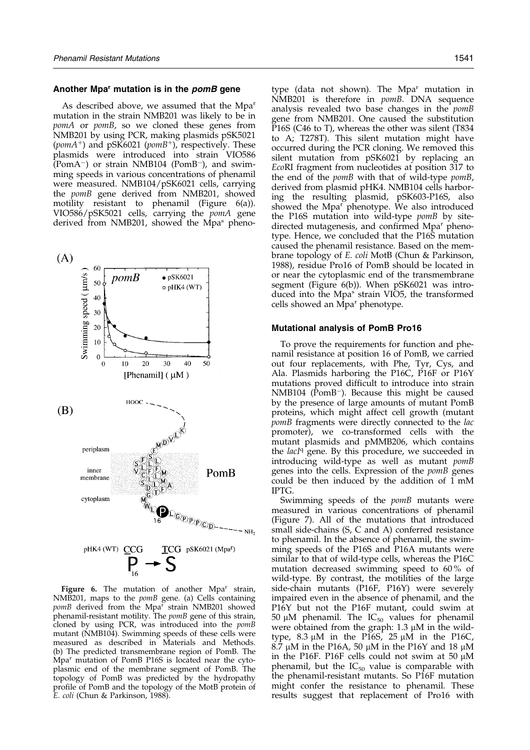### Another Mpa$^r$ mutation is in the *pomB* gene

As described above, we assumed that the Mpa$^r$ mutation in the strain NMB201 was likely to be in *pomA* or *pomB*, so we cloned these genes from NMB201 by using PCR, making plasmids pSK5021 ($pomA^+$) and pSK6021 ($pomB^+$), respectively. These plasmids were introduced into strain VIO586 (PomA$^-$) or strain NMB104 (PomB$^-$), and swimming speeds in various concentrations of phenamil were measured. NMB104/pSK6021 cells, carrying the *pomB* gene derived from NMB201, showed motility resistant to phenamil (Figure 6(a)). VIO586/pSK5021 cells, carrying the *pomA* gene derived from NMB201, showed the Mpa$^s$ phenotype (data not shown). The Mpa$^r$ mutation in NMB201 is therefore in *pomB*. DNA sequence analysis revealed two base changes in the *pomB* gene from NMB201. One caused the substitution P16S (C46 to T), whereas the other was silent (T834 to A; T278T). This silent mutation might have occurred during the PCR cloning. We removed this silent mutation from pSK6021 by replacing an *Eco*RI fragment from nucleotides at position 317 to the end of the *pomB* with that of wild-type *pomB*, derived from plasmid pHK4. NMB104 cells harboring the resulting plasmid, pSK603-P16S, also showed the Mpa$^r$ phenotype. We also introduced the P16S mutation into wild-type *pomB* by site-directed mutagenesis, and confirmed Mpa$^r$ phenotype. Hence, we concluded that the P16S mutation caused the phenamil resistance. Based on the membrane topology of *E. coli* MotB (Chun & Parkinson, 1988), residue Pro16 of PomB should be located in or near the cytoplasmic end of the transmembrane segment (Figure 6(b)). When pSK6021 was introduced into the Mpa$^s$ strain VIO5, the transformed cells showed an Mpa$^r$ phenotype.

**Figure 6.** The mutation of another Mpa$^r$ strain, NMB201, maps to the *pomB* gene. (a) Cells containing *pomB* derived from the Mpa$^r$ strain NMB201 showed phenamil-resistant motility. The *pomB* gene of this strain, cloned by using PCR, was introduced into the *pomB* mutant (NMB104). Swimming speeds of these cells were measured as described in Materials and Methods. (b) The predicted transmembrane region of PomB. The Mpa$^r$ mutation of PomB P16S is located near the cytoplasmic end of the membrane segment of PomB. The topology of PomB was predicted by the hydropathy profile of PomB and the topology of the MotB protein of *E. coli* (Chun & Parkinson, 1988).

### Mutational analysis of PomB Pro16

To prove the requirements for function and phenamil resistance at position 16 of PomB, we carried out four replacements, with Phe, Tyr, Cys, and Ala. Plasmids harboring the P16C, P16F or P16Y mutations proved difficult to introduce into strain NMB104 (PomB$^-$). Because this might be caused by the presence of large amounts of mutant PomB proteins, which might affect cell growth (mutant *pomB* fragments were directly connected to the *lac* promoter), we co-transformed cells with the mutant plasmids and pMMB206, which contains the *lacI*$^q$ gene. By this procedure, we succeeded in introducing wild-type as well as mutant *pomB* genes into the cells. Expression of the *pomB* genes could be then induced by the addition of 1 mM IPTG.

Swimming speeds of the *pomB* mutants were measured in various concentrations of phenamil (Figure 7). All of the mutations that introduced small side-chains (S, C and A) conferred resistance to phenamil. In the absence of phenamil, the swimming speeds of the P16S and P16A mutants were similar to that of wild-type cells, whereas the P16C mutation decreased swimming speed to 60 % of wild-type. By contrast, the motilities of the large side-chain mutants (P16F, P16Y) were severely impaired even in the absence of phenamil, and the P16Y but not the P16F mutant, could swim at 50 μM phenamil. The $IC_{50}$ values for phenamil were obtained from the graph: 1.3 μM in the wild-type, 8.3 μM in the P16S, 25 μM in the P16C, 8.7 μM in the P16A, 50 μM in the P16Y and 18 μM in the P16F. P16F cells could not swim at 50 μM phenamil, but the $IC_{50}$ value is comparable with the phenamil-resistant mutants. So P16F mutation might confer the resistance to phenamil. These results suggest that replacement of Pro16 with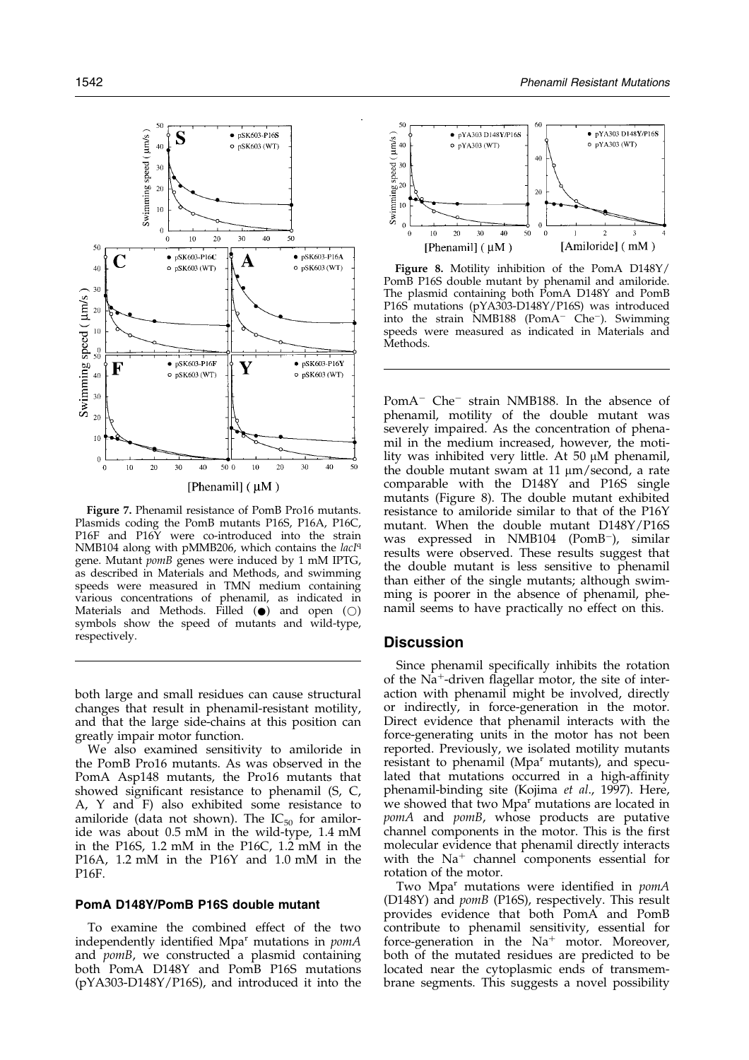S
● pSK603-P16S
○ pSK603 (WT)
Swimming speed (μm/s)
C
● pSK603-P16C
○ pSK603 (WT)
A
● pSK603-P16A
○ pSK603 (WT)
F
● pSK603-P16F
○ pSK603 (WT)
Y
● pSK603-P16Y
○ pSK603 (WT)
[Phenamil] (μM)

**Figure 7.** Phenamil resistance of PomB Pro16 mutants. Plasmids coding the PomB mutants P16S, P16A, P16C, P16F and P16Y were co-introduced into the strain NMB104 along with pMMB206, which contains the *lacI*$^{q}$ gene. Mutant *pomB* genes were induced by 1 mM IPTG, as described in Materials and Methods, and swimming speeds were measured in TMN medium containing various concentrations of phenamil, as indicated in Materials and Methods. Filled (●) and open (○) symbols show the speed of mutants and wild-type, respectively.

both large and small residues can cause structural changes that result in phenamil-resistant motility, and that the large side-chains at this position can greatly impair motor function.

We also examined sensitivity to amiloride in the PomB Pro16 mutants. As was observed in the PomA Asp148 mutants, the Pro16 mutants that showed significant resistance to phenamil (S, C, A, Y and F) also exhibited some resistance to amiloride (data not shown). The $IC_{50}$ for amiloride was about 0.5 mM in the wild-type, 1.4 mM in the P16S, 1.2 mM in the P16C, 1.2 mM in the P16A, 1.2 mM in the P16Y and 1.0 mM in the P16F.

### PomA D148Y/PomB P16S double mutant

To examine the combined effect of the two independently identified Mpa$^{r}$ mutations in *pomA* and *pomB*, we constructed a plasmid containing both PomA D148Y and PomB P16S mutations (pYA303-D148Y/P16S), and introduced it into the PomA$^{-}$ Che$^{-}$ strain NMB188. In the absence of phenamil, motility of the double mutant was severely impaired. As the concentration of phenamil in the medium increased, however, the motility was inhibited very little. At 50 μM phenamil, the double mutant swam at 11 μm/second, a rate comparable with the D148Y and P16S single mutants (Figure 8). The double mutant exhibited resistance to amiloride similar to that of the P16Y mutant. When the double mutant D148Y/P16S was expressed in NMB104 (PomB$^{-}$), similar results were observed. These results suggest that the double mutant is less sensitive to phenamil than either of the single mutants; although swimming is poorer in the absence of phenamil, phenamil seems to have practically no effect on this.

● pYA303 D148Y/P16S
○ pYA303 (WT)
Swimming speed (μm/s)
[Phenamil] (μM)
[Amiloride] (mM)

**Figure 8.** Motility inhibition of the PomA D148Y/PomB P16S double mutant by phenamil and amiloride. The plasmid containing both PomA D148Y and PomB P16S mutations (pYA303-D148Y/P16S) was introduced into the strain NMB188 (PomA$^{-}$ Che$^{-}$). Swimming speeds were measured as indicated in Materials and Methods.

## Discussion

Since phenamil specifically inhibits the rotation of the $Na^{+}$-driven flagellar motor, the site of interaction with phenamil might be involved, directly or indirectly, in force-generation in the motor. Direct evidence that phenamil interacts with the force-generating units in the motor has not been reported. Previously, we isolated motility mutants resistant to phenamil (Mpa$^{r}$ mutants), and speculated that mutations occurred in a high-affinity phenamil-binding site (Kojima *et al*., 1997). Here, we showed that two Mpa$^{r}$ mutations are located in *pomA* and *pomB*, whose products are putative channel components in the motor. This is the first molecular evidence that phenamil directly interacts with the $Na^{+}$ channel components essential for rotation of the motor.

Two Mpa$^{r}$ mutations were identified in *pomA* (D148Y) and *pomB* (P16S), respectively. This result provides evidence that both PomA and PomB contribute to phenamil sensitivity, essential for force-generation in the $Na^{+}$ motor. Moreover, both of the mutated residues are predicted to be located near the cytoplasmic ends of transmembrane segments. This suggests a novel possibility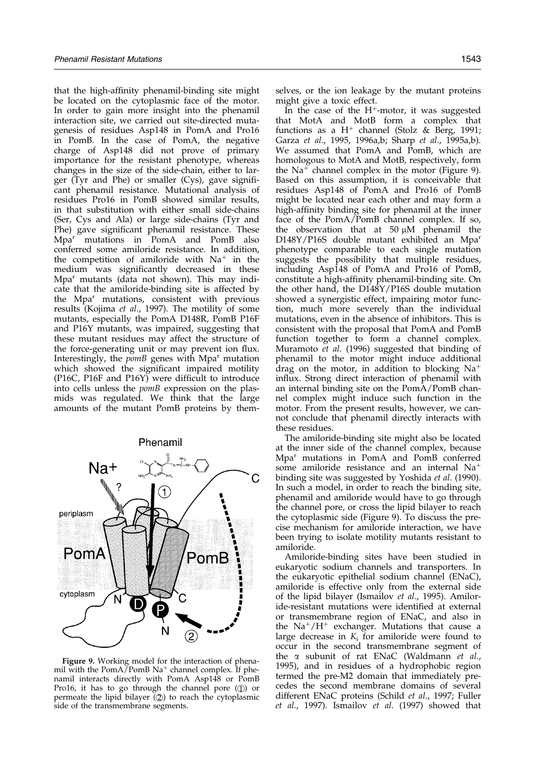that the high-affinity phenamil-binding site might be located on the cytoplasmic face of the motor. In order to gain more insight into the phenamil interaction site, we carried out site-directed mutagenesis of residues Asp148 in PomA and Pro16 in PomB. In the case of PomA, the negative charge of Asp148 did not prove of primary importance for the resistant phenotype, whereas changes in the size of the side-chain, either to larger (Tyr and Phe) or smaller (Cys), gave significant phenamil resistance. Mutational analysis of residues Pro16 in PomB showed similar results, in that substitution with either small side-chains (Ser, Cys and Ala) or large side-chains (Tyr and Phe) gave significant phenamil resistance. These Mpa$^r$ mutations in PomA and PomB also conferred some amiloride resistance. In addition, the competition of amiloride with $Na^+$ in the medium was significantly decreased in these Mpa$^r$ mutants (data not shown). This may indicate that the amiloride-binding site is affected by the Mpa$^r$ mutations, consistent with previous results (Kojima *et al.*, 1997). The motility of some mutants, especially the PomA D148R, PomB P16F and P16Y mutants, was impaired, suggesting that these mutant residues may affect the structure of the force-generating unit or may prevent ion flux. Interestingly, the *pomB* genes with Mpa$^r$ mutation which showed the significant impaired motility (P16C, P16F and P16Y) were difficult to introduce into cells unless the *pomB* expression on the plasmids was regulated. We think that the large amounts of the mutant PomB proteins by themselves, or the ion leakage by the mutant proteins might give a toxic effect.

Phenamil

Na+

?

①

C

periplasm

PomA

PomB

cytoplasm

N

D

C

P

N

②

**Figure 9.** Working model for the interaction of phenamil with the PomA/PomB $Na^+$ channel complex. If phenamil interacts directly with PomA Asp148 or PomB Pro16, it has to go through the channel pore (①) or permeate the lipid bilayer (②) to reach the cytoplasmic side of the transmembrane segments.

In the case of the $H^+$-motor, it was suggested that MotA and MotB form a complex that functions as a $H^+$ channel (Stolz & Berg, 1991; Garza *et al.*, 1995, 1996a,b; Sharp *et al.*, 1995a,b). We assumed that PomA and PomB, which are homologous to MotA and MotB, respectively, form the $Na^+$ channel complex in the motor (Figure 9). Based on this assumption, it is conceivable that residues Asp148 of PomA and Pro16 of PomB might be located near each other and may form a high-affinity binding site for phenamil at the inner face of the PomA/PomB channel complex. If so, the observation that at 50 μM phenamil the D148Y/P16S double mutant exhibited an Mpa$^r$ phenotype comparable to each single mutation suggests the possibility that multiple residues, including Asp148 of PomA and Pro16 of PomB, constitute a high-affinity phenamil-binding site. On the other hand, the D148Y/P16S double mutation showed a synergistic effect, impairing motor function, much more severely than the individual mutations, even in the absence of inhibitors. This is consistent with the proposal that PomA and PomB function together to form a channel complex. Muramoto *et al.* (1996) suggested that binding of phenamil to the motor might induce additional drag on the motor, in addition to blocking $Na^+$ influx. Strong direct interaction of phenamil with an internal binding site on the PomA/PomB channel complex might induce such function in the motor. From the present results, however, we cannot conclude that phenamil directly interacts with these residues.

The amiloride-binding site might also be located at the inner side of the channel complex, because Mpa$^r$ mutations in PomA and PomB conferred some amiloride resistance and an internal $Na^+$ binding site was suggested by Yoshida *et al*. (1990). In such a model, in order to reach the binding site, phenamil and amiloride would have to go through the channel pore, or cross the lipid bilayer to reach the cytoplasmic side (Figure 9). To discuss the precise mechanism for amiloride interaction, we have been trying to isolate motility mutants resistant to amiloride.

Amiloride-binding sites have been studied in eukaryotic sodium channels and transporters. In the eukaryotic epithelial sodium channel (ENaC), amiloride is effective only from the external side of the lipid bilayer (Ismailov *et al.*, 1995). Amiloride-resistant mutations were identified at external or transmembrane region of ENaC, and also in the $Na^+/H^+$ exchanger. Mutations that cause a large decrease in $K_i$ for amiloride were found to occur in the second transmembrane segment of the α subunit of rat ENaC (Waldmann *et al.*, 1995), and in residues of a hydrophobic region termed the pre-M2 domain that immediately precedes the second membrane domains of several different ENaC proteins (Schild *et al.*, 1997; Fuller *et al.*, 1997). Ismailov *et al.* (1997) showed that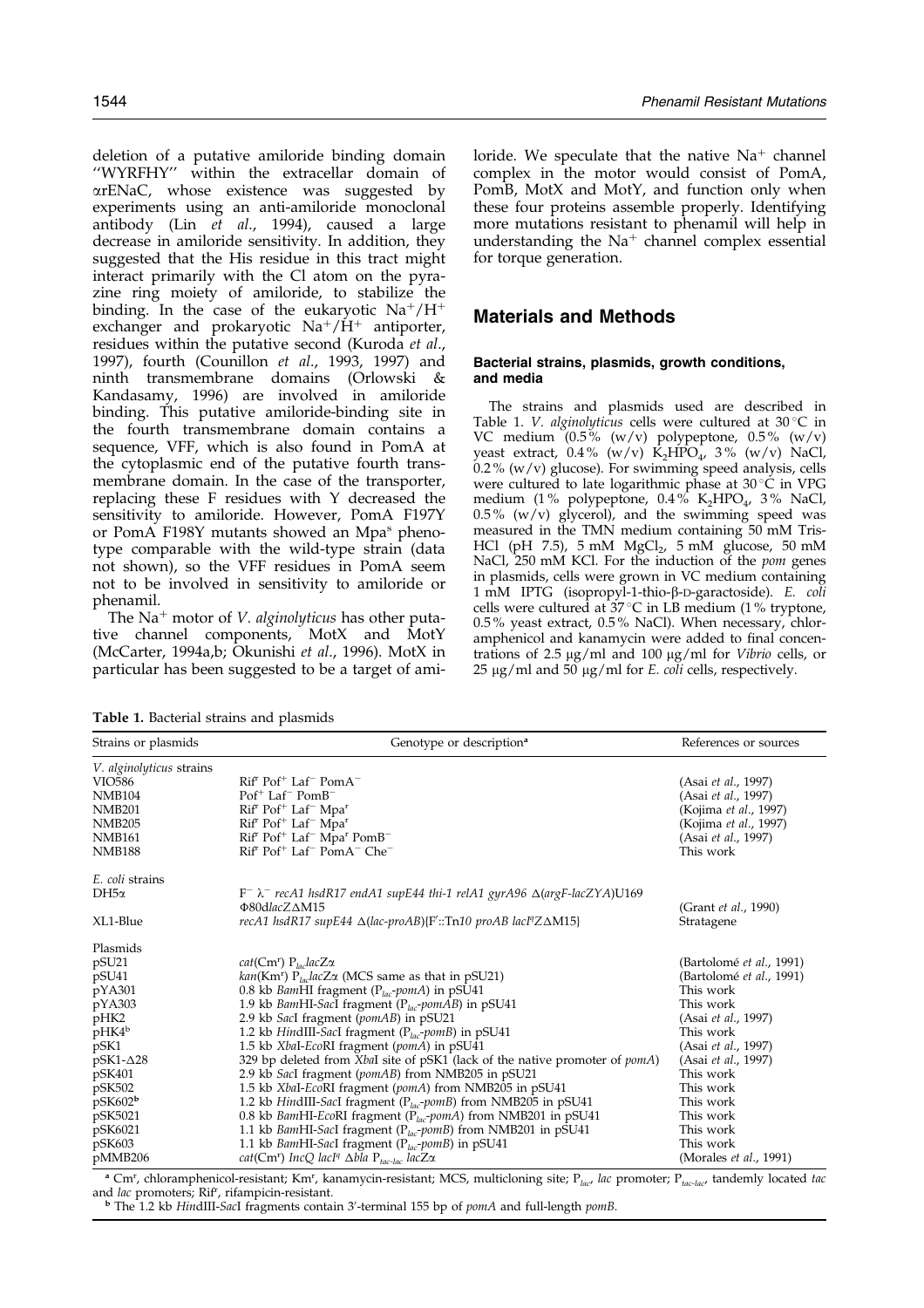deletion of a putative amiloride binding domain "WYRFHY" within the extracellular domain of αrENaC, whose existence was suggested by experiments using an anti-amiloride monoclonal antibody (Lin *et al*., 1994), caused a large decrease in amiloride sensitivity. In addition, they suggested that the His residue in this tract might interact primarily with the Cl atom on the pyrazine ring moiety of amiloride, to stabilize the binding. In the case of the eukaryotic $Na^+/H^+$ exchanger and prokaryotic $Na^+/H^+$ antiporter, residues within the putative second (Kuroda *et al*., 1997), fourth (Counillon *et al*., 1993, 1997) and ninth transmembrane domains (Orlowski & Kandasamy, 1996) are involved in amiloride binding. This putative amiloride-binding site in the fourth transmembrane domain contains a sequence, VFF, which is also found in PomA at the cytoplasmic end of the putative fourth transmembrane domain. In the case of the transporter, replacing these F residues with Y decreased the sensitivity to amiloride. However, PomA F197Y or PomA F198Y mutants showed an Mpa$^s$ phenotype comparable with the wild-type strain (data not shown), so the VFF residues in PomA seem not to be involved in sensitivity to amiloride or phenamil.

The $Na^+$ motor of *V. alginolyticus* has other putative channel components, MotX and MotY (McCarter, 1994a,b; Okunishi *et al*., 1996). MotX in particular has been suggested to be a target of amiloride. We speculate that the native $Na^+$ channel complex in the motor would consist of PomA, PomB, MotX and MotY, and function only when these four proteins assemble properly. Identifying more mutations resistant to phenamil will help in understanding the $Na^+$ channel complex essential for torque generation.

## Materials and Methods

### Bacterial strains, plasmids, growth conditions, and media

The strains and plasmids used are described in Table 1. *V. alginolyticus* cells were cultured at 30 °C in VC medium (0.5% (w/v) polypeptone, 0.5% (w/v) yeast extract, 0.4% (w/v) $K_2HPO_4$, 3% (w/v) NaCl, 0.2% (w/v) glucose). For swimming speed analysis, cells were cultured to late logarithmic phase at 30 °C in VPG medium (1% polypeptone, 0.4% $K_2HPO_4$, 3% NaCl, 0.5% (w/v) glycerol), and the swimming speed was measured in the TMN medium containing 50 mM Tris-HCl (pH 7.5), 5 mM $MgCl_2$, 5 mM glucose, 50 mM NaCl, 250 mM KCl. For the induction of the *pom* genes in plasmids, cells were grown in VC medium containing 1 mM IPTG (isopropyl-1-thio-β-D-garactoside). *E. coli* cells were cultured at 37 °C in LB medium (1% tryptone, 0.5% yeast extract, 0.5% NaCl). When necessary, chloramphenicol and kanamycin were added to final concentrations of 2.5 μg/ml and 100 μg/ml for *Vibrio* cells, or 25 μg/ml and 50 μg/ml for *E. coli* cells, respectively.

**Table 1.** Bacterial strains and plasmids

| Strains or plasmids | Genotype or description[a] | References or sources |
|---|---|---|
| *V. alginolyticus* strains | | |
| VIO586 | Rif$^r$ Pof$^+$ Laf$^-$ PomA$^-$ | (Asai *et al*., 1997) |
| NMB104 | Pof$^+$ Laf$^-$ PomB$^-$ | (Asai *et al*., 1997) |
| NMB201 | Rif$^r$ Pof$^+$ Laf$^-$ Mpa$^r$ | (Kojima *et al*., 1997) |
| NMB205 | Rif$^r$ Pof$^+$ Laf$^-$ Mpa$^r$ | (Kojima *et al*., 1997) |
| NMB161 | Rif$^r$ Pof$^+$ Laf$^-$ Mpa$^r$ PomB$^-$ | (Asai *et al*., 1997) |
| NMB188 | Rif$^r$ Pof$^+$ Laf$^-$ PomA$^-$ Che$^-$ | This work |
| *E. coli* strains | | |
| DH5α | F$^-$ λ$^-$ *recA1 hsdR17 endA1 supE44 thi-1 relA1 gyrA96* Δ(*argF-lacZYA*)U169 Φ80d*lac*ZΔM15 | (Grant *et al*., 1990) |
| XL1-Blue | *recA1 hsdR17 supE44* Δ(*lac-proAB*)[F′::Tn*10 proAB lacI$^q$Z*ΔM15] | Stratagene |
| Plasmids | | |
| pSU21 | *cat*(Cm$^r$) P$_{lac}$*lac*Zα | (Bartolomé *et al*., 1991) |
| pSU41 | *kan*(Km$^r$) P$_{lac}$*lac*Zα (MCS same as that in pSU21) | (Bartolomé *et al*., 1991) |
| pYA301 | 0.8 kb *Bam*HI fragment (P$_{lac}$-*pomA*) in pSU41 | This work |
| pYA303 | 1.9 kb *Bam*HI-*Sac*I fragment (P$_{lac}$-*pomAB*) in pSU41 | This work |
| pHK2 | 2.9 kb *Sac*I fragment (*pomAB*) in pSU21 | (Asai *et al*., 1997) |
| pHK4[b] | 1.2 kb *Hin*dIII-*Sac*I fragment (P$_{lac}$-*pomB*) in pSU41 | This work |
| pSK1 | 1.5 kb *Xba*I-*Eco*RI fragment (*pomA*) in pSU41 | (Asai *et al*., 1997) |
| pSK1-Δ28 | 329 bp deleted from *Xba*I site of pSK1 (lack of the native promoter of *pomA*) | (Asai *et al*., 1997) |
| pSK401 | 2.9 kb *Sac*I fragment (*pomAB*) from NMB205 in pSU21 | This work |
| pSK502 | 1.5 kb *Xba*I-*Eco*RI fragment (*pomA*) from NMB205 in pSU41 | This work |
| pSK602[b] | 1.2 kb *Hin*dIII-*Sac*I fragment (P$_{lac}$-*pomB*) from NMB205 in pSU41 | This work |
| pSK5021 | 0.8 kb *Bam*HI-*Eco*RI fragment (P$_{lac}$-*pomA*) from NMB201 in pSU41 | This work |
| pSK6021 | 1.1 kb *Bam*HI-*Sac*I fragment (P$_{lac}$-*pomB*) from NMB201 in pSU41 | This work |
| pSK603 | 1.1 kb *Bam*HI-*Sac*I fragment (P$_{lac}$-*pomB*) in pSU41 | This work |
| pMMB206 | *cat*(Cm$^r$) *IncQ lacI$^q$* Δ*bla* P$_{tac\text{-}lac}$ *lac*Zα | (Morales *et al*., 1991) |

[a] Cm$^r$, chloramphenicol-resistant; Km$^r$, kanamycin-resistant; MCS, multicloning site; P$_{lac}$, *lac* promoter; P$_{tac\text{-}lac}$, tandemly located *tac* and *lac* promoters; Rif$^r$, rifampicin-resistant.

[b] The 1.2 kb *Hin*dIII-*Sac*I fragments contain 3′-terminal 155 bp of *pomA* and full-length *pomB*.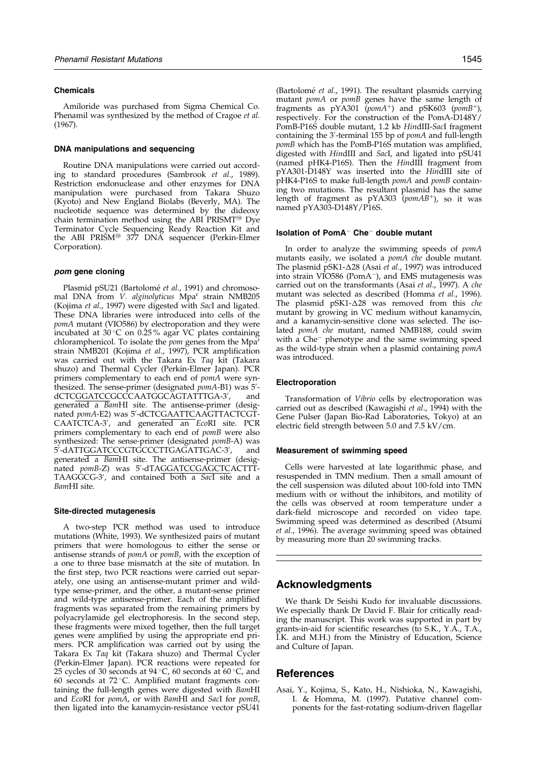### Chemicals

Amiloride was purchased from Sigma Chemical Co. Phenamil was synthesized by the method of Cragoe *et al*. (1967).

### DNA manipulations and sequencing

Routine DNA manipulations were carried out according to standard procedures (Sambrook *et al*., 1989). Restriction endonuclease and other enzymes for DNA manipulation were purchased from Takara Shuzo (Kyoto) and New England Biolabs (Beverly, MA). The nucleotide sequence was determined by the dideoxy chain termination method using the ABI PRISMT® Dye Terminator Cycle Sequencing Ready Reaction Kit and the ABI PRISM® 377 DNA sequencer (Perkin-Elmer Corporation).

### *pom* gene cloning

Plasmid pSU21 (Bartolomé *et al*., 1991) and chromosomal DNA from *V. alginolyticus* Mpa$^r$ strain NMB205 (Kojima *et al*., 1997) were digested with *Sac*I and ligated. These DNA libraries were introduced into cells of the *pomA* mutant (VIO586) by electroporation and they were incubated at 30 °C on 0.25 % agar VC plates containing chloramphenicol. To isolate the *pom* genes from the Mpa$^r$ strain NMB201 (Kojima *et al*., 1997), PCR amplification was carried out with the Takara Ex *Taq* kit (Takara shuzo) and Thermal Cycler (Perkin-Elmer Japan). PCR primers complementary to each end of *pomA* were synthesized. The sense-primer (designated *pomA*-B1) was 5′-dCTCGGATCCGCCCAATGGCAGTATTTGA-3′, and generated a *Bam*HI site. The antisense-primer (designated *pomA*-E2) was 5′-dCTCGAATTCAAGTTACTCGTCAATCTCA-3′, and generated an *Eco*RI site. PCR primers complementary to each end of *pomB* were also synthesized: The sense-primer (designated *pomB*-A) was 5′-dATTGGATCCCGTGCCCTTGAGATTGAC-3′, and generated a *Bam*HI site. The antisense-primer (designated *pomB*-Z) was 5′-dTAGGATCCGAGCTCACTTTTAAGGCG-3′, and contained both a *Sac*I site and a *Bam*HI site.

### Site-directed mutagenesis

A two-step PCR method was used to introduce mutations (White, 1993). We synthesized pairs of mutant primers that were homologous to either the sense or antisense strands of *pomA* or *pomB*, with the exception of a one to three base mismatch at the site of mutation. In the first step, two PCR reactions were carried out separately, one using an antisense-mutant primer and wild-type sense-primer, and the other, a mutant-sense primer and wild-type antisense-primer. Each of the amplified fragments was separated from the remaining primers by polyacrylamide gel electrophoresis. In the second step, these fragments were mixed together, then the full target genes were amplified by using the appropriate end primers. PCR amplification was carried out by using the Takara Ex *Taq* kit (Takara shuzo) and Thermal Cycler (Perkin-Elmer Japan). PCR reactions were repeated for 25 cycles of 30 seconds at 94 °C, 60 seconds at 60 °C, and 60 seconds at 72 °C. Amplified mutant fragments containing the full-length genes were digested with *Bam*HI and *Eco*RI for *pomA*, or with *Bam*HI and *Sac*I for *pomB*, then ligated into the kanamycin-resistance vector pSU41 (Bartolomé *et al*., 1991). The resultant plasmids carrying mutant *pomA* or *pomB* genes have the same length of fragments as pYA301 (*pomA*$^+$) and pSK603 (*pomB*$^+$), respectively. For the construction of the PomA-D148Y/PomB-P16S double mutant, 1.2 kb *Hin*dIII-*Sac*I fragment containing the 3′-terminal 155 bp of *pomA* and full-length *pomB* which has the PomB-P16S mutation was amplified, digested with *Hin*dIII and *Sac*I, and ligated into pSU41 (named pHK4-P16S). Then the *Hin*dIII fragment from pYA301-D148Y was inserted into the *Hin*dIII site of pHK4-P16S to make full-length *pomA* and *pomB* containing two mutations. The resultant plasmid has the same length of fragment as pYA303 (*pomAB*$^+$), so it was named pYA303-D148Y/P16S.

### Isolation of PomA$^-$ Che$^-$ double mutant

In order to analyze the swimming speeds of *pomA* mutants easily, we isolated a *pomA che* double mutant. The plasmid pSK1-Δ28 (Asai *et al*., 1997) was introduced into strain VIO586 (PomA$^-$), and EMS mutagenesis was carried out on the transformants (Asai *et al*., 1997). A *che* mutant was selected as described (Homma *et al*., 1996). The plasmid pSK1-Δ28 was removed from this *che* mutant by growing in VC medium without kanamycin, and a kanamycin-sensitive clone was selected. The isolated *pomA che* mutant, named NMB188, could swim with a Che$^-$ phenotype and the same swimming speed as the wild-type strain when a plasmid containing *pomA* was introduced.

### Electroporation

Transformation of *Vibrio* cells by electroporation was carried out as described (Kawagishi *et al*., 1994) with the Gene Pulser (Japan Bio-Rad Laboratories, Tokyo) at an electric field strength between 5.0 and 7.5 kV/cm.

### Measurement of swimming speed

Cells were harvested at late logarithmic phase, and resuspended in TMN medium. Then a small amount of the cell suspension was diluted about 100-fold into TMN medium with or without the inhibitors, and motility of the cells was observed at room temperature under a dark-field microscope and recorded on video tape. Swimming speed was determined as described (Atsumi *et al*., 1996). The average swimming speed was obtained by measuring more than 20 swimming tracks.

## Acknowledgments

We thank Dr Seishi Kudo for invaluable discussions. We especially thank Dr David F. Blair for critically reading the manuscript. This work was supported in part by grants-in-aid for scientific researches (to S.K., Y.A., T.A., I.K. and M.H.) from the Ministry of Education, Science and Culture of Japan.

## References

Asai, Y., Kojima, S., Kato, H., Nishioka, N., Kawagishi, I. & Homma, M. (1997). Putative channel components for the fast-rotating sodium-driven flagellar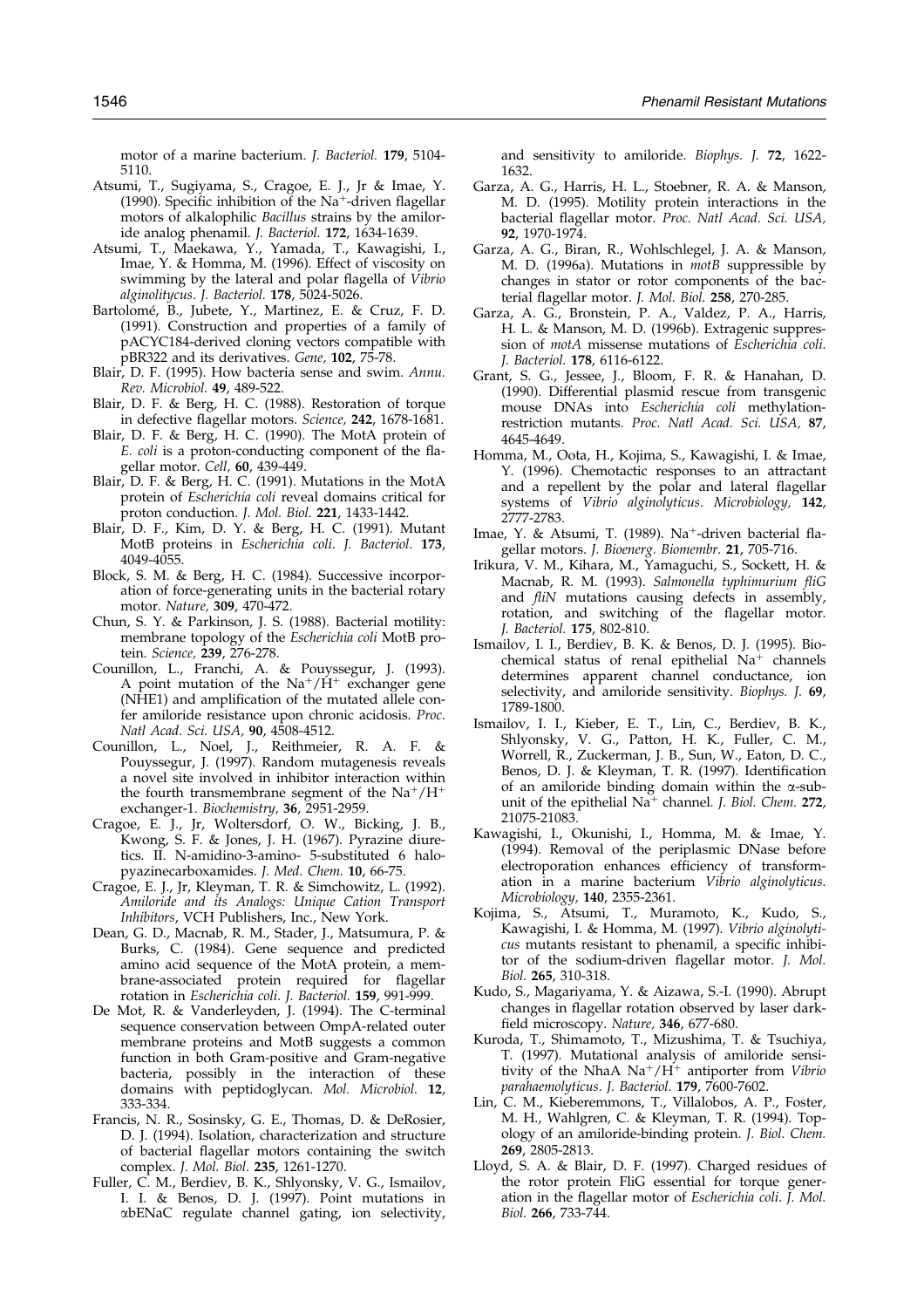motor of a marine bacterium. *J. Bacteriol.* **179**, 5104-5110.

Atsumi, T., Sugiyama, S., Cragoe, E. J., Jr & Imae, Y. (1990). Specific inhibition of the $Na^+$-driven flagellar motors of alkalophilic *Bacillus* strains by the amiloride analog phenamil. *J. Bacteriol.* **172**, 1634-1639.

Atsumi, T., Maekawa, Y., Yamada, T., Kawagishi, I., Imae, Y. & Homma, M. (1996). Effect of viscosity on swimming by the lateral and polar flagella of *Vibrio alginolitycus*. *J. Bacteriol.* **178**, 5024-5026.

Bartolomé, B., Jubete, Y., Martinez, E. & Cruz, F. D. (1991). Construction and properties of a family of pACYC184-derived cloning vectors compatible with pBR322 and its derivatives. *Gene,* **102**, 75-78.

Blair, D. F. (1995). How bacteria sense and swim. *Annu. Rev. Microbiol.* **49**, 489-522.

Blair, D. F. & Berg, H. C. (1988). Restoration of torque in defective flagellar motors. *Science,* **242**, 1678-1681.

Blair, D. F. & Berg, H. C. (1990). The MotA protein of *E. coli* is a proton-conducting component of the flagellar motor. *Cell,* **60**, 439-449.

Blair, D. F. & Berg, H. C. (1991). Mutations in the MotA protein of *Escherichia coli* reveal domains critical for proton conduction. *J. Mol. Biol.* **221**, 1433-1442.

Blair, D. F., Kim, D. Y. & Berg, H. C. (1991). Mutant MotB proteins in *Escherichia coli*. *J. Bacteriol.* **173**, 4049-4055.

Block, S. M. & Berg, H. C. (1984). Successive incorporation of force-generating units in the bacterial rotary motor. *Nature,* **309**, 470-472.

Chun, S. Y. & Parkinson, J. S. (1988). Bacterial motility: membrane topology of the *Escherichia coli* MotB protein. *Science,* **239**, 276-278.

Counillon, L., Franchi, A. & Pouyssegur, J. (1993). A point mutation of the $Na^+/H^+$ exchanger gene (NHE1) and amplification of the mutated allele confer amiloride resistance upon chronic acidosis. *Proc. Natl Acad. Sci. USA,* **90**, 4508-4512.

Counillon, L., Noel, J., Reithmeier, R. A. F. & Pouyssegur, J. (1997). Random mutagenesis reveals a novel site involved in inhibitor interaction within the fourth transmembrane segment of the $Na^+/H^+$ exchanger-1. *Biochemistry,* **36**, 2951-2959.

Cragoe, E. J., Jr, Woltersdorf, O. W., Bicking, J. B., Kwong, S. F. & Jones, J. H. (1967). Pyrazine diuretics. II. N-amidino-3-amino- 5-substituted 6 halopyazinecarboxamides. *J. Med. Chem.* **10**, 66-75.

Cragoe, E. J., Jr, Kleyman, T. R. & Simchowitz, L. (1992). *Amiloride and its Analogs: Unique Cation Transport Inhibitors*, VCH Publishers, Inc., New York.

Dean, G. D., Macnab, R. M., Stader, J., Matsumura, P. & Burks, C. (1984). Gene sequence and predicted amino acid sequence of the MotA protein, a membrane-associated protein required for flagellar rotation in *Escherichia coli*. *J. Bacteriol.* **159**, 991-999.

De Mot, R. & Vanderleyden, J. (1994). The C-terminal sequence conservation between OmpA-related outer membrane proteins and MotB suggests a common function in both Gram-positive and Gram-negative bacteria, possibly in the interaction of these domains with peptidoglycan. *Mol. Microbiol.* **12**, 333-334.

Francis, N. R., Sosinsky, G. E., Thomas, D. & DeRosier, D. J. (1994). Isolation, characterization and structure of bacterial flagellar motors containing the switch complex. *J. Mol. Biol.* **235**, 1261-1270.

Fuller, C. M., Berdiev, B. K., Shlyonsky, V. G., Ismailov, I. I. & Benos, D. J. (1997). Point mutations in αbENaC regulate channel gating, ion selectivity, and sensitivity to amiloride. *Biophys. J.* **72**, 1622-1632.

Garza, A. G., Harris, H. L., Stoebner, R. A. & Manson, M. D. (1995). Motility protein interactions in the bacterial flagellar motor. *Proc. Natl Acad. Sci. USA,* **92**, 1970-1974.

Garza, A. G., Biran, R., Wohlschlegel, J. A. & Manson, M. D. (1996a). Mutations in *motB* suppressible by changes in stator or rotor components of the bacterial flagellar motor. *J. Mol. Biol.* **258**, 270-285.

Garza, A. G., Bronstein, P. A., Valdez, P. A., Harris, H. L. & Manson, M. D. (1996b). Extragenic suppression of *motA* missense mutations of *Escherichia coli*. *J. Bacteriol.* **178**, 6116-6122.

Grant, S. G., Jessee, J., Bloom, F. R. & Hanahan, D. (1990). Differential plasmid rescue from transgenic mouse DNAs into *Escherichia coli* methylation-restriction mutants. *Proc. Natl Acad. Sci. USA,* **87**, 4645-4649.

Homma, M., Oota, H., Kojima, S., Kawagishi, I. & Imae, Y. (1996). Chemotactic responses to an attractant and a repellent by the polar and lateral flagellar systems of *Vibrio alginolyticus*. *Microbiology,* **142**, 2777-2783.

Imae, Y. & Atsumi, T. (1989). $Na^+$-driven bacterial flagellar motors. *J. Bioenerg. Biomembr.* **21**, 705-716.

Irikura, V. M., Kihara, M., Yamaguchi, S., Sockett, H. & Macnab, R. M. (1993). *Salmonella typhimurium fliG* and *fliN* mutations causing defects in assembly, rotation, and switching of the flagellar motor. *J. Bacteriol.* **175**, 802-810.

Ismailov, I. I., Berdiev, B. K. & Benos, D. J. (1995). Biochemical status of renal epithelial $Na^+$ channels determines apparent channel conductance, ion selectivity, and amiloride sensitivity. *Biophys. J.* **69**, 1789-1800.

Ismailov, I. I., Kieber, E. T., Lin, C., Berdiev, B. K., Shlyonsky, V. G., Patton, H. K., Fuller, C. M., Worrell, R., Zuckerman, J. B., Sun, W., Eaton, D. C., Benos, D. J. & Kleyman, T. R. (1997). Identification of an amiloride binding domain within the α-subunit of the epithelial $Na^+$ channel. *J. Biol. Chem.* **272**, 21075-21083.

Kawagishi, I., Okunishi, I., Homma, M. & Imae, Y. (1994). Removal of the periplasmic DNase before electroporation enhances efficiency of transformation in a marine bacterium *Vibrio alginolyticus*. *Microbiology,* **140**, 2355-2361.

Kojima, S., Atsumi, T., Muramoto, K., Kudo, S., Kawagishi, I. & Homma, M. (1997). *Vibrio alginolyticus* mutants resistant to phenamil, a specific inhibitor of the sodium-driven flagellar motor. *J. Mol. Biol.* **265**, 310-318.

Kudo, S., Magariyama, Y. & Aizawa, S.-I. (1990). Abrupt changes in flagellar rotation observed by laser dark-field microscopy. *Nature,* **346**, 677-680.

Kuroda, T., Shimamoto, T., Mizushima, T. & Tsuchiya, T. (1997). Mutational analysis of amiloride sensitivity of the NhaA $Na^+/H^+$ antiporter from *Vibrio parahaemolyticus*. *J. Bacteriol.* **179**, 7600-7602.

Lin, C. M., Kieberemmons, T., Villalobos, A. P., Foster, M. H., Wahlgren, C. & Kleyman, T. R. (1994). Topology of an amiloride-binding protein. *J. Biol. Chem.* **269**, 2805-2813.

Lloyd, S. A. & Blair, D. F. (1997). Charged residues of the rotor protein FliG essential for torque generation in the flagellar motor of *Escherichia coli*. *J. Mol. Biol.* **266**, 733-744.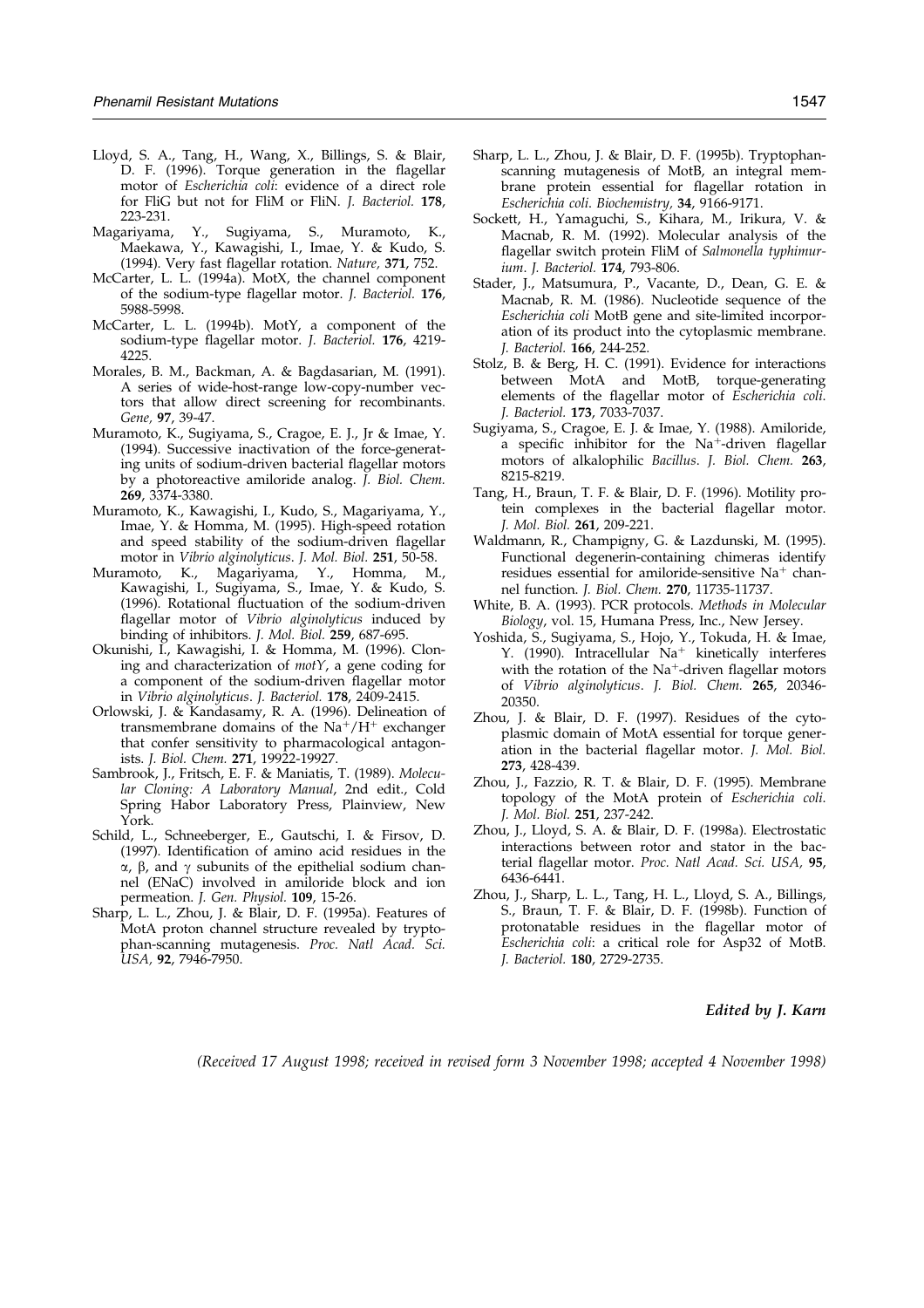Lloyd, S. A., Tang, H., Wang, X., Billings, S. & Blair, D. F. (1996). Torque generation in the flagellar motor of *Escherichia coli*: evidence of a direct role for FliG but not for FliM or FliN. *J. Bacteriol.* **178**, 223-231.

Magariyama, Y., Sugiyama, S., Muramoto, K., Maekawa, Y., Kawagishi, I., Imae, Y. & Kudo, S. (1994). Very fast flagellar rotation. *Nature*, **371**, 752.

McCarter, L. L. (1994a). MotX, the channel component of the sodium-type flagellar motor. *J. Bacteriol.* **176**, 5988-5998.

McCarter, L. L. (1994b). MotY, a component of the sodium-type flagellar motor. *J. Bacteriol.* **176**, 4219-4225.

Morales, B. M., Backman, A. & Bagdasarian, M. (1991). A series of wide-host-range low-copy-number vectors that allow direct screening for recombinants. *Gene*, **97**, 39-47.

Muramoto, K., Sugiyama, S., Cragoe, E. J., Jr & Imae, Y. (1994). Successive inactivation of the force-generating units of sodium-driven bacterial flagellar motors by a photoreactive amiloride analog. *J. Biol. Chem.* **269**, 3374-3380.

Muramoto, K., Kawagishi, I., Kudo, S., Magariyama, Y., Imae, Y. & Homma, M. (1995). High-speed rotation and speed stability of the sodium-driven flagellar motor in *Vibrio alginolyticus*. *J. Mol. Biol.* **251**, 50-58.

Muramoto, K., Magariyama, Y., Homma, M., Kawagishi, I., Sugiyama, S., Imae, Y. & Kudo, S. (1996). Rotational fluctuation of the sodium-driven flagellar motor of *Vibrio alginolyticus* induced by binding of inhibitors. *J. Mol. Biol.* **259**, 687-695.

Okunishi, I., Kawagishi, I. & Homma, M. (1996). Cloning and characterization of *motY*, a gene coding for a component of the sodium-driven flagellar motor in *Vibrio alginolyticus*. *J. Bacteriol.* **178**, 2409-2415.

Orlowski, J. & Kandasamy, R. A. (1996). Delineation of transmembrane domains of the $Na^+/H^+$ exchanger that confer sensitivity to pharmacological antagonists. *J. Biol. Chem.* **271**, 19922-19927.

Sambrook, J., Fritsch, E. F. & Maniatis, T. (1989). *Molecular Cloning: A Laboratory Manual*, 2nd edit., Cold Spring Habor Laboratory Press, Plainview, New York.

Schild, L., Schneeberger, E., Gautschi, I. & Firsov, D. (1997). Identification of amino acid residues in the $\alpha$, $\beta$, and $\gamma$ subunits of the epithelial sodium channel (ENaC) involved in amiloride block and ion permeation. *J. Gen. Physiol.* **109**, 15-26.

Sharp, L. L., Zhou, J. & Blair, D. F. (1995a). Features of MotA proton channel structure revealed by tryptophan-scanning mutagenesis. *Proc. Natl Acad. Sci. USA*, **92**, 7946-7950.

Sharp, L. L., Zhou, J. & Blair, D. F. (1995b). Tryptophan-scanning mutagenesis of MotB, an integral membrane protein essential for flagellar rotation in *Escherichia coli*. *Biochemistry*, **34**, 9166-9171.

Sockett, H., Yamaguchi, S., Kihara, M., Irikura, V. & Macnab, R. M. (1992). Molecular analysis of the flagellar switch protein FliM of *Salmonella typhimurium*. *J. Bacteriol.* **174**, 793-806.

Stader, J., Matsumura, P., Vacante, D., Dean, G. E. & Macnab, R. M. (1986). Nucleotide sequence of the *Escherichia coli* MotB gene and site-limited incorporation of its product into the cytoplasmic membrane. *J. Bacteriol.* **166**, 244-252.

Stolz, B. & Berg, H. C. (1991). Evidence for interactions between MotA and MotB, torque-generating elements of the flagellar motor of *Escherichia coli*. *J. Bacteriol.* **173**, 7033-7037.

Sugiyama, S., Cragoe, E. J. & Imae, Y. (1988). Amiloride, a specific inhibitor for the $Na^+$-driven flagellar motors of alkalophilic *Bacillus*. *J. Biol. Chem.* **263**, 8215-8219.

Tang, H., Braun, T. F. & Blair, D. F. (1996). Motility protein complexes in the bacterial flagellar motor. *J. Mol. Biol.* **261**, 209-221.

Waldmann, R., Champigny, G. & Lazdunski, M. (1995). Functional degenerin-containing chimeras identify residues essential for amiloride-sensitive $Na^+$ channel function. *J. Biol. Chem.* **270**, 11735-11737.

White, B. A. (1993). PCR protocols. *Methods in Molecular Biology*, vol. 15, Humana Press, Inc., New Jersey.

Yoshida, S., Sugiyama, S., Hojo, Y., Tokuda, H. & Imae, Y. (1990). Intracellular $Na^+$ kinetically interferes with the rotation of the $Na^+$-driven flagellar motors of *Vibrio alginolyticus*. *J. Biol. Chem.* **265**, 20346-20350.

Zhou, J. & Blair, D. F. (1997). Residues of the cytoplasmic domain of MotA essential for torque generation in the bacterial flagellar motor. *J. Mol. Biol.* **273**, 428-439.

Zhou, J., Fazzio, R. T. & Blair, D. F. (1995). Membrane topology of the MotA protein of *Escherichia coli*. *J. Mol. Biol.* **251**, 237-242.

Zhou, J., Lloyd, S. A. & Blair, D. F. (1998a). Electrostatic interactions between rotor and stator in the bacterial flagellar motor. *Proc. Natl Acad. Sci. USA*, **95**, 6436-6441.

Zhou, J., Sharp, L. L., Tang, H. L., Lloyd, S. A., Billings, S., Braun, T. F. & Blair, D. F. (1998b). Function of protonatable residues in the flagellar motor of *Escherichia coli*: a critical role for Asp32 of MotB. *J. Bacteriol.* **180**, 2729-2735.

***Edited by J. Karn***

*(Received 17 August 1998; received in revised form 3 November 1998; accepted 4 November 1998)*